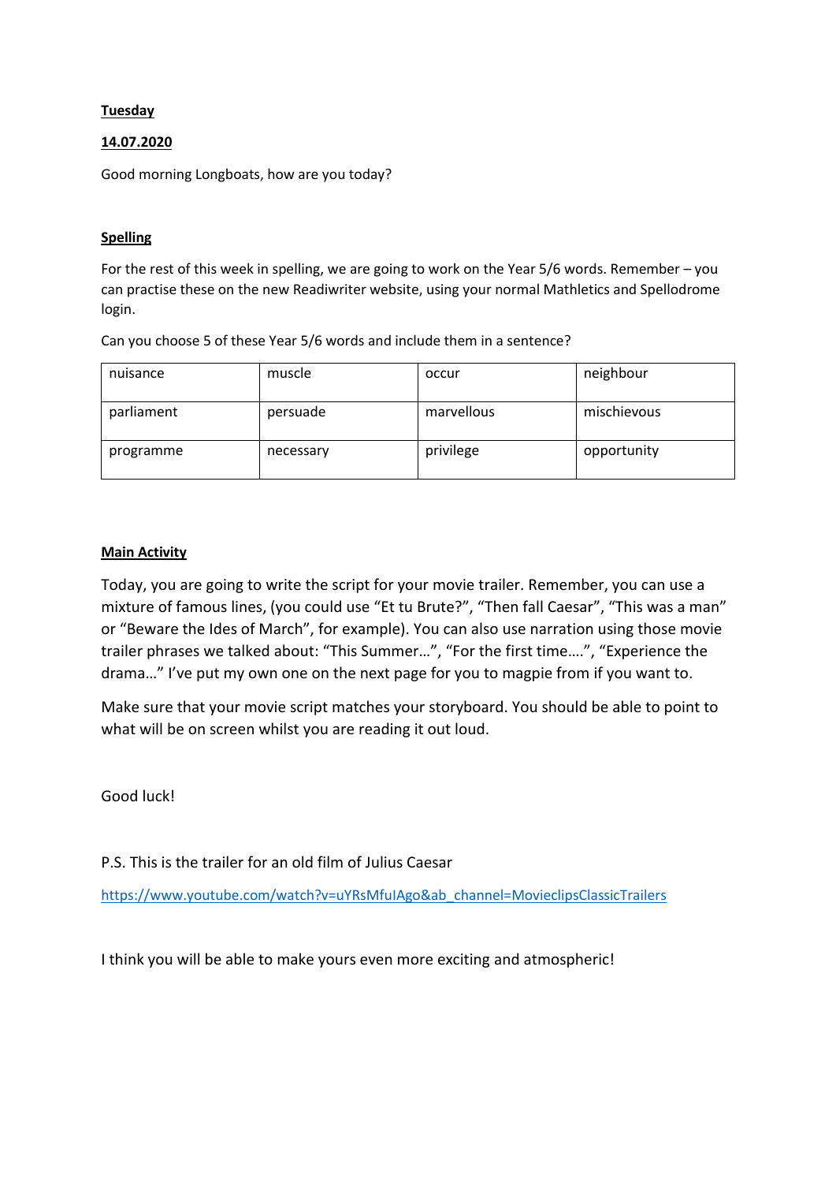**Tuesday**

**14.07.2020**

Good morning Longboats, how are you today?

**Spelling**

For the rest of this week in spelling, we are going to work on the Year 5/6 words. Remember – you can practise these on the new Readiwriter website, using your normal Mathletics and Spellodrome login.

Can you choose 5 of these Year 5/6 words and include them in a sentence?

| | | | |
|---|---|---|---|
| nuisance | muscle | occur | neighbour |
| parliament | persuade | marvellous | mischievous |
| programme | necessary | privilege | opportunity |

**Main Activity**

Today, you are going to write the script for your movie trailer. Remember, you can use a mixture of famous lines, (you could use "Et tu Brute?", "Then fall Caesar", "This was a man" or "Beware the Ides of March", for example). You can also use narration using those movie trailer phrases we talked about: "This Summer…", "For the first time….", "Experience the drama…" I've put my own one on the next page for you to magpie from if you want to.

Make sure that your movie script matches your storyboard. You should be able to point to what will be on screen whilst you are reading it out loud.

Good luck!

P.S. This is the trailer for an old film of Julius Caesar

https://www.youtube.com/watch?v=uYRsMfuIAgo&ab_channel=MovieclipsClassicTrailers

I think you will be able to make yours even more exciting and atmospheric!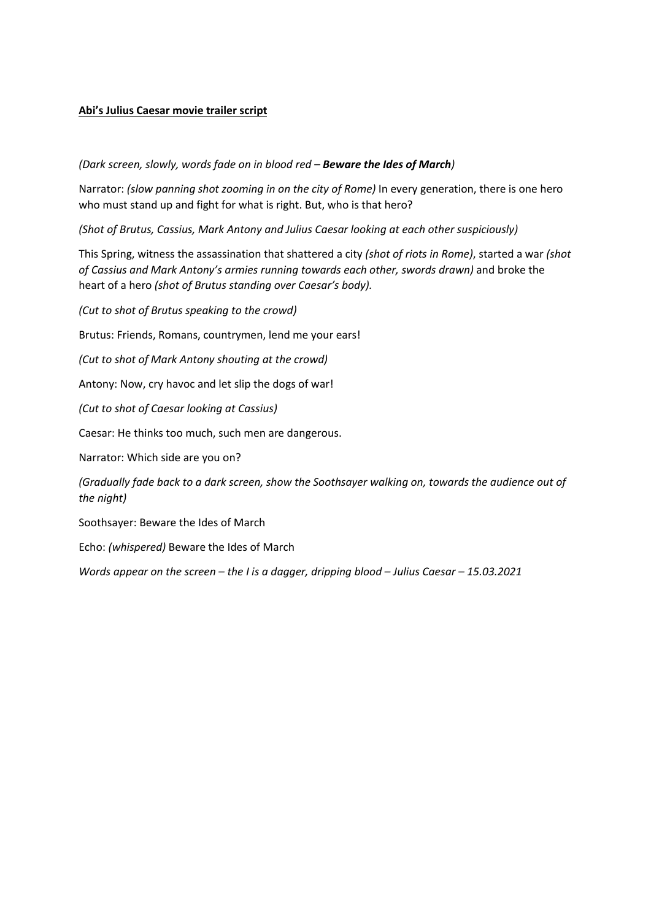**<u>Abi's Julius Caesar movie trailer script</u>**

*(Dark screen, slowly, words fade on in blood red – **Beware the Ides of March**)*

Narrator: *(slow panning shot zooming in on the city of Rome)* In every generation, there is one hero who must stand up and fight for what is right. But, who is that hero?

*(Shot of Brutus, Cassius, Mark Antony and Julius Caesar looking at each other suspiciously)*

This Spring, witness the assassination that shattered a city *(shot of riots in Rome)*, started a war *(shot of Cassius and Mark Antony's armies running towards each other, swords drawn)* and broke the heart of a hero *(shot of Brutus standing over Caesar's body).*

*(Cut to shot of Brutus speaking to the crowd)*

Brutus: Friends, Romans, countrymen, lend me your ears!

*(Cut to shot of Mark Antony shouting at the crowd)*

Antony: Now, cry havoc and let slip the dogs of war!

*(Cut to shot of Caesar looking at Cassius)*

Caesar: He thinks too much, such men are dangerous.

Narrator: Which side are you on?

*(Gradually fade back to a dark screen, show the Soothsayer walking on, towards the audience out of the night)*

Soothsayer: Beware the Ides of March

Echo: *(whispered)* Beware the Ides of March

*Words appear on the screen – the I is a dagger, dripping blood – Julius Caesar – 15.03.2021*